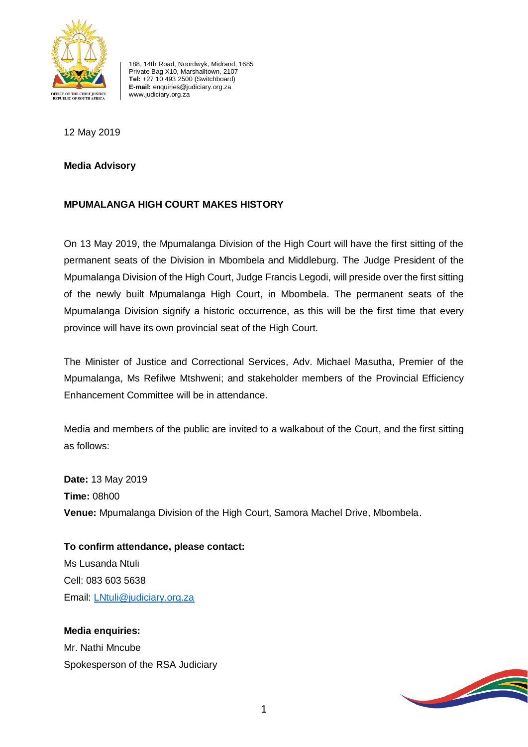OFFICE OF THE CHIEF JUSTICE
REPUBLIC OF SOUTH AFRICA

188, 14th Road, Noordwyk, Midrand, 1685
Private Bag X10, Marshalltown, 2107
**Tel:** +27 10 493 2500 (Switchboard)
**E-mail:** enquiries@judiciary.org.za
www.judiciary.org.za

12 May 2019

**Media Advisory**

**MPUMALANGA HIGH COURT MAKES HISTORY**

On 13 May 2019, the Mpumalanga Division of the High Court will have the first sitting of the permanent seats of the Division in Mbombela and Middleburg. The Judge President of the Mpumalanga Division of the High Court, Judge Francis Legodi, will preside over the first sitting of the newly built Mpumalanga High Court, in Mbombela. The permanent seats of the Mpumalanga Division signify a historic occurrence, as this will be the first time that every province will have its own provincial seat of the High Court.

The Minister of Justice and Correctional Services, Adv. Michael Masutha, Premier of the Mpumalanga, Ms Refilwe Mtshweni; and stakeholder members of the Provincial Efficiency Enhancement Committee will be in attendance.

Media and members of the public are invited to a walkabout of the Court, and the first sitting as follows:

**Date:** 13 May 2019
**Time:** 08h00
**Venue:** Mpumalanga Division of the High Court, Samora Machel Drive, Mbombela.

**To confirm attendance, please contact:**
Ms Lusanda Ntuli
Cell: 083 603 5638
Email: LNtuli@judiciary.org.za

**Media enquiries:**
Mr. Nathi Mncube
Spokesperson of the RSA Judiciary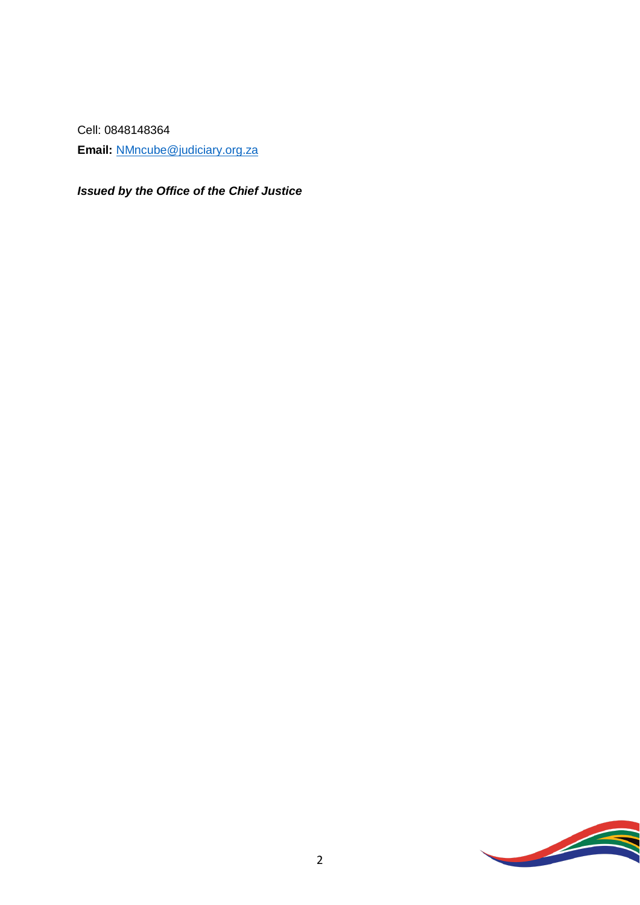Cell: 0848148364

**Email:** NMncube@judiciary.org.za

***Issued by the Office of the Chief Justice***